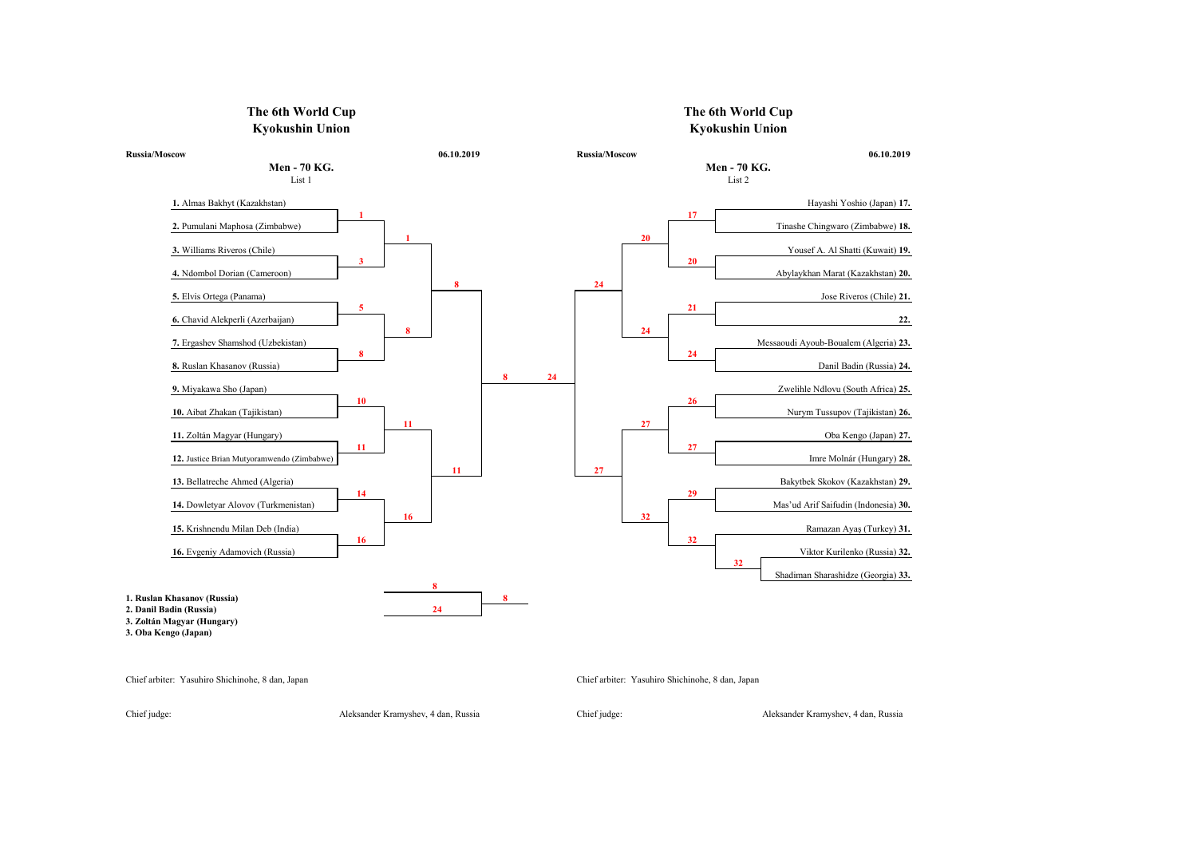## The 6th World Cup
## Kyokushin Union

Russia/Moscow — 06.10.2019

### Men - 70 KG.

List 1

**1.** Almas Bakhyt (Kazakhstan)
**2.** Pumulani Maphosa (Zimbabwe)
**3.** Williams Riveros (Chile)
**4.** Ndombol Dorian (Cameroon)
**5.** Elvis Ortega (Panama)
**6.** Chavid Alekperli (Azerbaijan)
**7.** Ergashev Shamshod (Uzbekistan)
**8.** Ruslan Khasanov (Russia)
**9.** Miyakawa Sho (Japan)
**10.** Aibat Zhakan (Tajikistan)
**11.** Zoltán Magyar (Hungary)
**12.** Justice Brian Mutyoramwendo (Zimbabwe)
**13.** Bellatreche Ahmed (Algeria)
**14.** Dowletyar Alovov (Turkmenistan)
**15.** Krishnendu Milan Deb (India)
**16.** Evgeniy Adamovich (Russia)

| Round | Winners |
|---|---|
| Round 1 | 1 (1 vs 2), 3 (3 vs 4), 5 (5 vs 6), 8 (7 vs 8), 10 (9 vs 10), 11 (11 vs 12), 14 (13 vs 14), 16 (15 vs 16) |
| Round 2 | 1 (1 vs 3), 8 (5 vs 8), 11 (10 vs 11), 16 (14 vs 16) |
| Round 3 | 8 (1 vs 8), 11 (11 vs 16) |
| Semifinal | 8 (8 vs 11) |
| Final | 8 (8 vs 24) |

**1. Ruslan Khasanov (Russia)**
**2. Danil Badin (Russia)**
**3. Zoltán Magyar (Hungary)**
**3. Oba Kengo (Japan)**

Chief arbiter: Yasuhiro Shichinohe, 8 dan, Japan

Chief judge: Aleksander Kramyshev, 4 dan, Russia

## The 6th World Cup
## Kyokushin Union

Russia/Moscow — 06.10.2019

### Men - 70 KG.

List 2

Hayashi Yoshio (Japan) **17.**
Tinashe Chingwaro (Zimbabwe) **18.**
Yousef A. Al Shatti (Kuwait) **19.**
Abylaykhan Marat (Kazakhstan) **20.**
Jose Riveros (Chile) **21.**
**22.**
Messaoudi Ayoub-Boualem (Algeria) **23.**
Danil Badin (Russia) **24.**
Zwelihle Ndlovu (South Africa) **25.**
Nurym Tussupov (Tajikistan) **26.**
Oba Kengo (Japan) **27.**
Imre Molnár (Hungary) **28.**
Bakytbek Skokov (Kazakhstan) **29.**
Mas'ud Arif Saifudin (Indonesia) **30.**
Ramazan Ayaş (Turkey) **31.**
Viktor Kurilenko (Russia) **32.**
Shadiman Sharashidze (Georgia) **33.**

| Round | Winners |
|---|---|
| Preliminary | 32 (32 vs 33) |
| Round 1 | 17 (17 vs 18), 20 (19 vs 20), 21 (21 vs 22), 24 (23 vs 24), 26 (25 vs 26), 27 (27 vs 28), 29 (29 vs 30), 32 (31 vs 32) |
| Round 2 | 20 (17 vs 20), 24 (21 vs 24), 27 (26 vs 27), 32 (29 vs 32) |
| Round 3 | 24 (20 vs 24), 27 (27 vs 32) |
| Semifinal | 24 (24 vs 27) |

Chief arbiter: Yasuhiro Shichinohe, 8 dan, Japan

Chief judge: Aleksander Kramyshev, 4 dan, Russia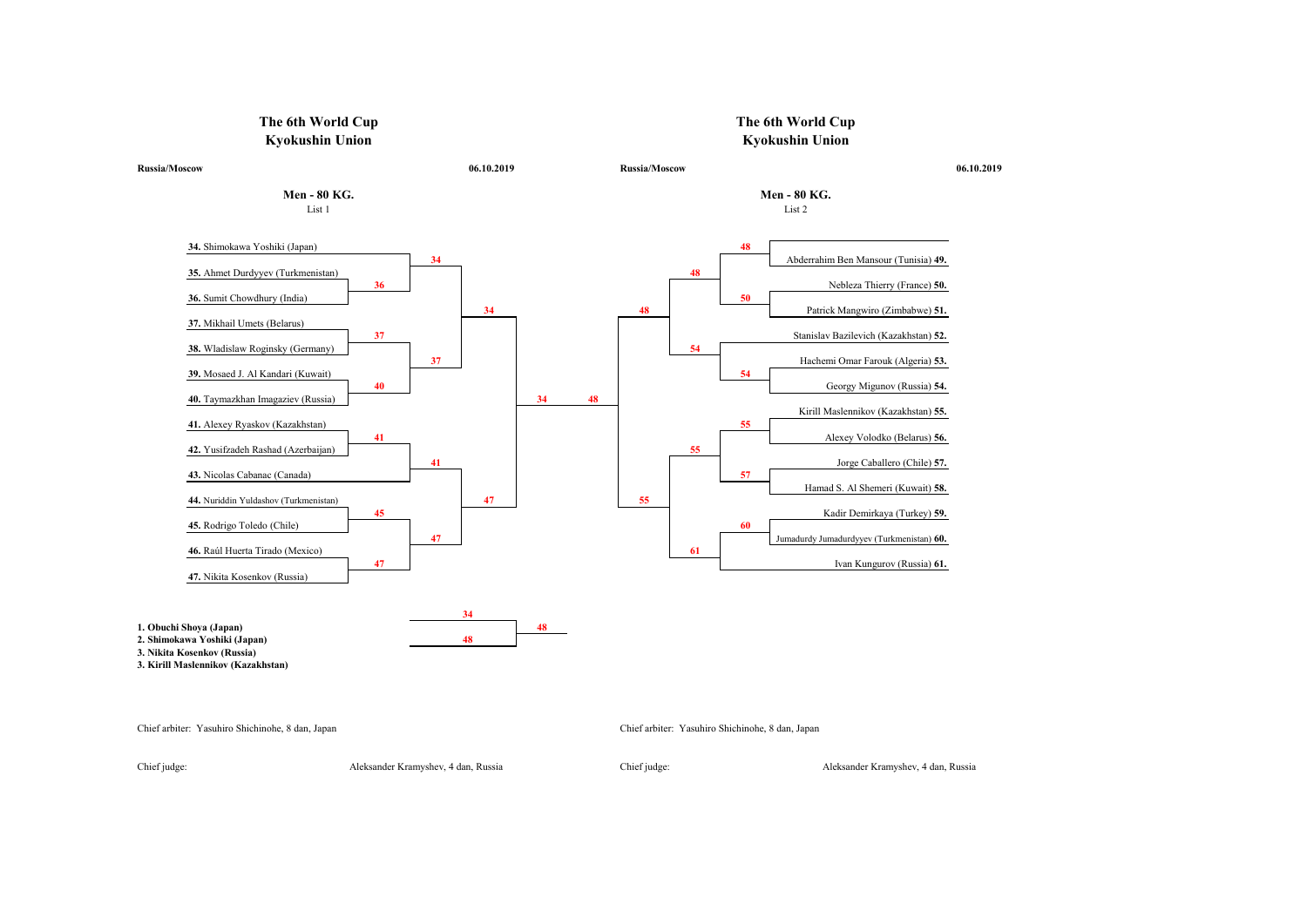# The 6th World Cup
## Kyokushin Union

**Russia/Moscow** **06.10.2019**

### Men - 80 KG.
List 1

**34.** Shimokawa Yoshiki (Japan)
**35.** Ahmet Durdyyev (Turkmenistan)
**36.** Sumit Chowdhury (India)
**37.** Mikhail Umets (Belarus)
**38.** Wladislaw Roginsky (Germany)
**39.** Mosaed J. Al Kandari (Kuwait)
**40.** Taymazkhan Imagaziev (Russia)
**41.** Alexey Ryaskov (Kazakhstan)
**42.** Yusifzadeh Rashad (Azerbaijan)
**43.** Nicolas Cabanac (Canada)
**44.** Nuriddin Yuldashov (Turkmenistan)
**45.** Rodrigo Toledo (Chile)
**46.** Raúl Huerta Tirado (Mexico)
**47.** Nikita Kosenkov (Russia)

| Round 1 | Round 2 | Round 3 | Round 4 |
|---|---|---|---|
| 34 (35 vs 36: 36) | 34 | 34 | 34 |
| 37 (38 vs 39... 37) | 37 | | |
| 40 | | | |
| 41 | 41 | 47 | |
| 45 | 47 | | |
| 47 | | | |

Final: 34 vs 48 — **48**

**1. Obuchi Shoya (Japan)**
**2. Shimokawa Yoshiki (Japan)**
**3. Nikita Kosenkov (Russia)**
**3. Kirill Maslennikov (Kazakhstan)**

Chief arbiter: Yasuhiro Shichinohe, 8 dan, Japan

Chief judge: Aleksander Kramyshev, 4 dan, Russia

# The 6th World Cup
## Kyokushin Union

**Russia/Moscow** **06.10.2019**

### Men - 80 KG.
List 2

Abderrahim Ben Mansour (Tunisia) **49.**
Nebleza Thierry (France) **50.**
Patrick Mangwiro (Zimbabwe) **51.**
Stanislav Bazilevich (Kazakhstan) **52.**
Hachemi Omar Farouk (Algeria) **53.**
Georgy Migunov (Russia) **54.**
Kirill Maslennikov (Kazakhstan) **55.**
Alexey Volodko (Belarus) **56.**
Jorge Caballero (Chile) **57.**
Hamad S. Al Shemeri (Kuwait) **58.**
Kadir Demirkaya (Turkey) **59.**
Jumadurdy Jumadurdyyev (Turkmenistan) **60.**
Ivan Kungurov (Russia) **61.**

| Round 1 | Round 2 | Round 3 | Round 4 |
|---|---|---|---|
| 48 | 48 | 48 | 48 |
| 50 | 54 | | |
| 54 | | | |
| 55 | 55 | 55 | |
| 57 | 61 | | |
| 60 | | | |

Chief arbiter: Yasuhiro Shichinohe, 8 dan, Japan

Chief judge: Aleksander Kramyshev, 4 dan, Russia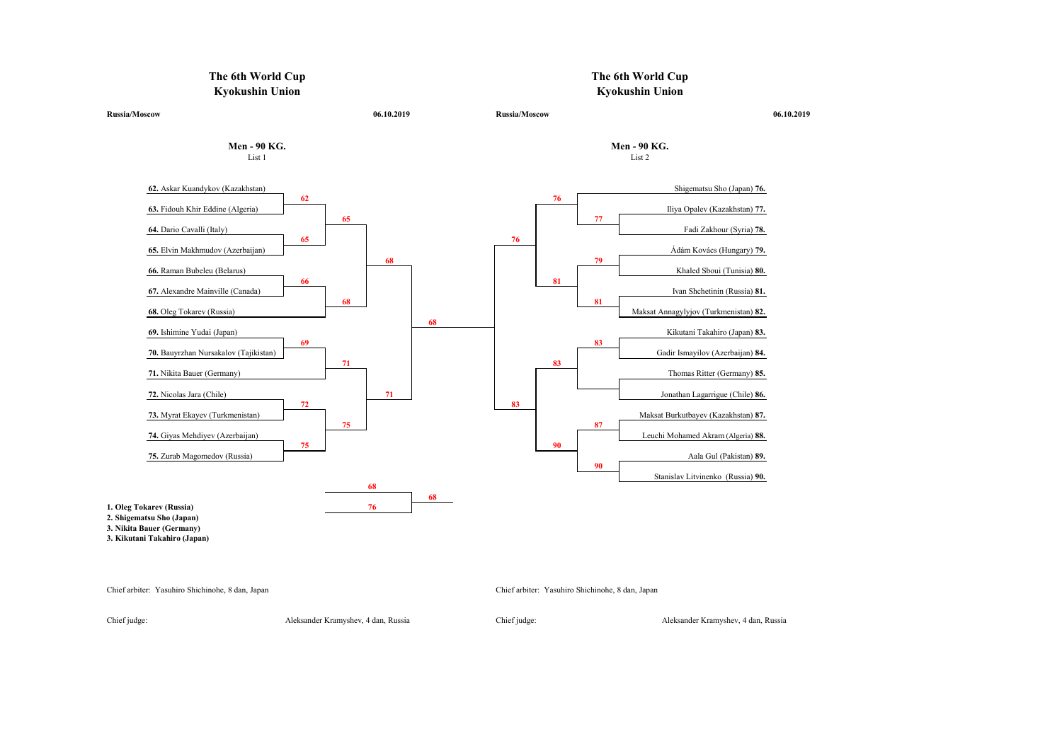# The 6th World Cup Kyokushin Union

**Russia/Moscow** **06.10.2019**

## Men - 90 KG.

List 1

**62.** Askar Kuandykov (Kazakhstan)
**63.** Fidouh Khir Eddine (Algeria)
**64.** Dario Cavalli (Italy)
**65.** Elvin Makhmudov (Azerbaijan)
**66.** Raman Bubeleu (Belarus)
**67.** Alexandre Mainville (Canada)
**68.** Oleg Tokarev (Russia)
**69.** Ishimine Yudai (Japan)
**70.** Bauyrzhan Nursakalov (Tajikistan)
**71.** Nikita Bauer (Germany)
**72.** Nicolas Jara (Chile)
**73.** Myrat Ekayev (Turkmenistan)
**74.** Giyas Mehdiyev (Azerbaijan)
**75.** Zurab Magomedov (Russia)

| Match | Winner |
| --- | --- |
| 62 vs 63 | 62 |
| 64 vs 65 | 65 |
| 62 vs 65 | 65 |
| 66 vs 67 | 66 |
| 66 vs 68 | 68 |
| 65 vs 68 | 68 |
| 69 vs 70 | 69 |
| 69 vs 71 | 71 |
| 72 vs 73 | 72 |
| 74 vs 75 | 75 |
| 72 vs 75 | 75 |
| 71 vs 75 | 71 |
| 68 vs 71 | 68 |

Final: 68 vs 76 — **68**

**1. Oleg Tokarev (Russia)**
**2. Shigematsu Sho (Japan)**
**3. Nikita Bauer (Germany)**
**3. Kikutani Takahiro (Japan)**

Chief arbiter: Yasuhiro Shichinohe, 8 dan, Japan

Chief judge: Aleksander Kramyshev, 4 dan, Russia

# The 6th World Cup Kyokushin Union

**Russia/Moscow** **06.10.2019**

## Men - 90 KG.

List 2

Shigematsu Sho (Japan) **76.**
Iliya Opalev (Kazakhstan) **77.**
Fadi Zakhour (Syria) **78.**
Ádám Kovács (Hungary) **79.**
Khaled Sboui (Tunisia) **80.**
Ivan Shchetinin (Russia) **81.**
Maksat Annagylyjov (Turkmenistan) **82.**
Kikutani Takahiro (Japan) **83.**
Gadir Ismayilov (Azerbaijan) **84.**
Thomas Ritter (Germany) **85.**
Jonathan Lagarrigue (Chile) **86.**
Maksat Burkutbayev (Kazakhstan) **87.**
Leuchi Mohamed Akram (Algeria) **88.**
Aala Gul (Pakistan) **89.**
Stanislav Litvinenko (Russia) **90.**

| Match | Winner |
| --- | --- |
| 77 vs 78 | 77 |
| 76 vs 77 | 76 |
| 79 vs 80 | 79 |
| 81 vs 82 | 81 |
| 79 vs 81 | 81 |
| 76 vs 81 | 76 |
| 83 vs 84 | 83 |
| 83 vs 85/86 | 83 |
| 87 vs 88 | 87 |
| 89 vs 90 | 90 |
| 87 vs 90 | 90 |
| 83 vs 90 | 83 |
| 76 vs 83 | 76 |

Chief arbiter: Yasuhiro Shichinohe, 8 dan, Japan

Chief judge: Aleksander Kramyshev, 4 dan, Russia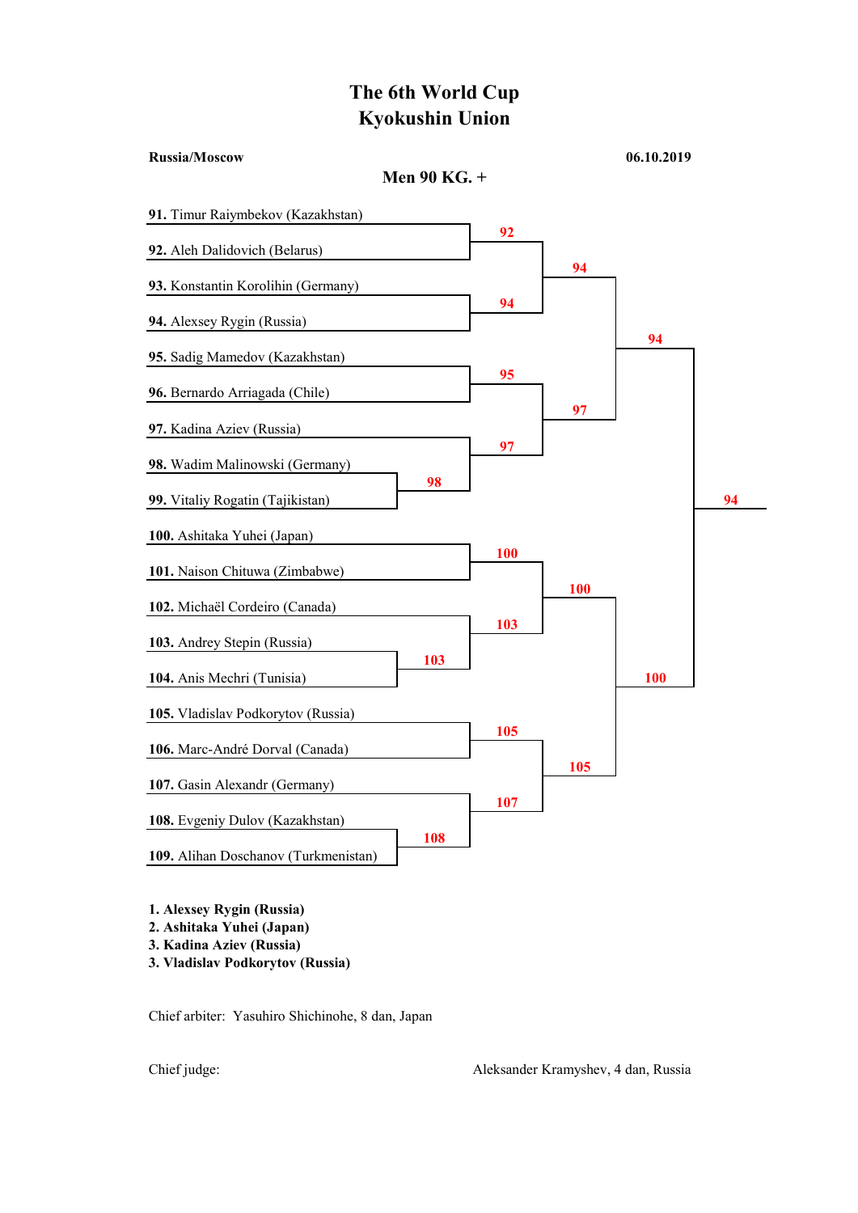# The 6th World Cup
# Kyokushin Union

**Russia/Moscow** **06.10.2019**

## Men 90 KG. +

**91.** Timur Raiymbekov (Kazakhstan)
**92.** Aleh Dalidovich (Belarus)
**93.** Konstantin Korolihin (Germany)
**94.** Alexsey Rygin (Russia)
**95.** Sadig Mamedov (Kazakhstan)
**96.** Bernardo Arriagada (Chile)
**97.** Kadina Aziev (Russia)
**98.** Wadim Malinowski (Germany)
**99.** Vitaliy Rogatin (Tajikistan)
**100.** Ashitaka Yuhei (Japan)
**101.** Naison Chituwa (Zimbabwe)
**102.** Michaël Cordeiro (Canada)
**103.** Andrey Stepin (Russia)
**104.** Anis Mechri (Tunisia)
**105.** Vladislav Podkorytov (Russia)
**106.** Marc-André Dorval (Canada)
**107.** Gasin Alexandr (Germany)
**108.** Evgeniy Dulov (Kazakhstan)
**109.** Alihan Doschanov (Turkmenistan)

| Match | Winner |
|---|---|
| 98 vs 99 | 98 |
| 103 vs 104 | 103 |
| 108 vs 109 | 108 |
| 91 vs 92 | 92 |
| 93 vs 94 | 94 |
| 95 vs 96 | 95 |
| 97 vs 98 | 97 |
| 100 vs 101 | 100 |
| 102 vs 103 | 103 |
| 105 vs 106 | 105 |
| 107 vs 108 | 107 |
| 92 vs 94 | 94 |
| 95 vs 97 | 97 |
| 100 vs 103 | 100 |
| 105 vs 107 | 105 |
| 94 vs 97 | 94 |
| 100 vs 105 | 100 |
| 94 vs 100 (Final) | 94 |

**1. Alexsey Rygin (Russia)**
**2. Ashitaka Yuhei (Japan)**
**3. Kadina Aziev (Russia)**
**3. Vladislav Podkorytov (Russia)**

Chief arbiter: Yasuhiro Shichinohe, 8 dan, Japan

Chief judge: Aleksander Kramyshev, 4 dan, Russia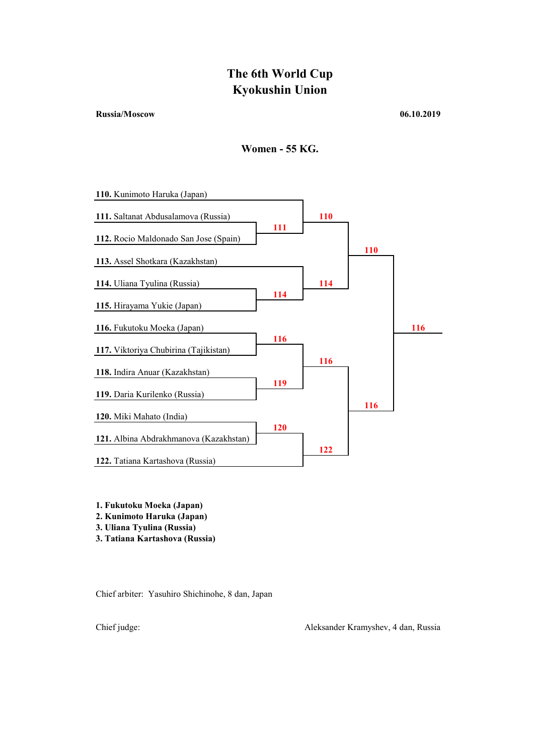# The 6th World Cup
# Kyokushin Union

**Russia/Moscow** **06.10.2019**

## Women - 55 KG.

**110.** Kunimoto Haruka (Japan)
**111.** Saltanat Abdusalamova (Russia)
**112.** Rocio Maldonado San Jose (Spain)
**113.** Assel Shotkara (Kazakhstan)
**114.** Uliana Tyulina (Russia)
**115.** Hirayama Yukie (Japan)
**116.** Fukutoku Moeka (Japan)
**117.** Viktoriya Chubirina (Tajikistan)
**118.** Indira Anuar (Kazakhstan)
**119.** Daria Kurilenko (Russia)
**120.** Miki Mahato (India)
**121.** Albina Abdrakhmanova (Kazakhstan)
**122.** Tatiana Kartashova (Russia)

| Round 1 | Round 2 | Semifinal | Final |
|---|---|---|---|
| 111 (111 vs 112) | 110 (110 vs 111) | 110 (110 vs 114) | 116 (110 vs 116) |
| 114 (114 vs 115) | 114 (113 vs 114) | 116 (116 vs 122) | |
| 116 (116 vs 117) | 116 (116 vs 119) | | |
| 119 (118 vs 119) | 122 (120 vs 122) | | |
| 120 (120 vs 121) | | | |

**1. Fukutoku Moeka (Japan)**
**2. Kunimoto Haruka (Japan)**
**3. Uliana Tyulina (Russia)**
**3. Tatiana Kartashova (Russia)**

Chief arbiter: Yasuhiro Shichinohe, 8 dan, Japan

Chief judge: Aleksander Kramyshev, 4 dan, Russia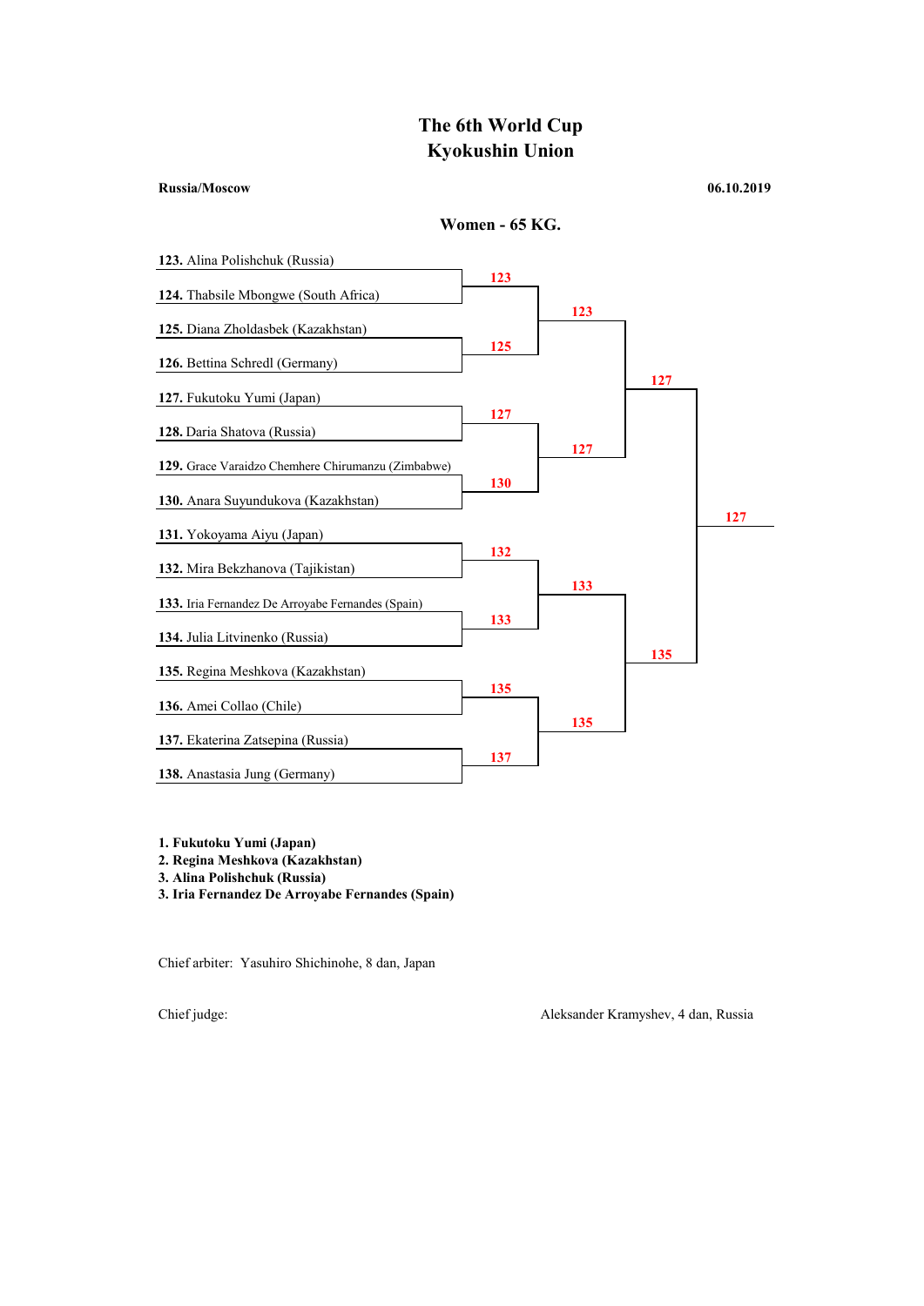# The 6th World Cup
# Kyokushin Union

**Russia/Moscow** **06.10.2019**

## Women - 65 KG.

| Participant | Round 1 | Quarterfinal | Semifinal | Final |
|---|---|---|---|---|
| **123.** Alina Polishchuk (Russia) | 123 | 123 | 127 | 127 |
| **124.** Thabsile Mbongwe (South Africa) | | | | |
| **125.** Diana Zholdasbek (Kazakhstan) | 125 | | | |
| **126.** Bettina Schredl (Germany) | | | | |
| **127.** Fukutoku Yumi (Japan) | 127 | 127 | | |
| **128.** Daria Shatova (Russia) | | | | |
| **129.** Grace Varaidzo Chemhere Chirumanzu (Zimbabwe) | 130 | | | |
| **130.** Anara Suyundukova (Kazakhstan) | | | | |
| **131.** Yokoyama Aiyu (Japan) | 132 | 133 | 135 | |
| **132.** Mira Bekzhanova (Tajikistan) | | | | |
| **133.** Iria Fernandez De Arroyabe Fernandes (Spain) | 133 | | | |
| **134.** Julia Litvinenko (Russia) | | | | |
| **135.** Regina Meshkova (Kazakhstan) | 135 | 135 | | |
| **136.** Amei Collao (Chile) | | | | |
| **137.** Ekaterina Zatsepina (Russia) | 137 | | | |
| **138.** Anastasia Jung (Germany) | | | | |

**1. Fukutoku Yumi (Japan)**
**2. Regina Meshkova (Kazakhstan)**
**3. Alina Polishchuk (Russia)**
**3. Iria Fernandez De Arroyabe Fernandes (Spain)**

Chief arbiter: Yasuhiro Shichinohe, 8 dan, Japan

Chief judge: Aleksander Kramyshev, 4 dan, Russia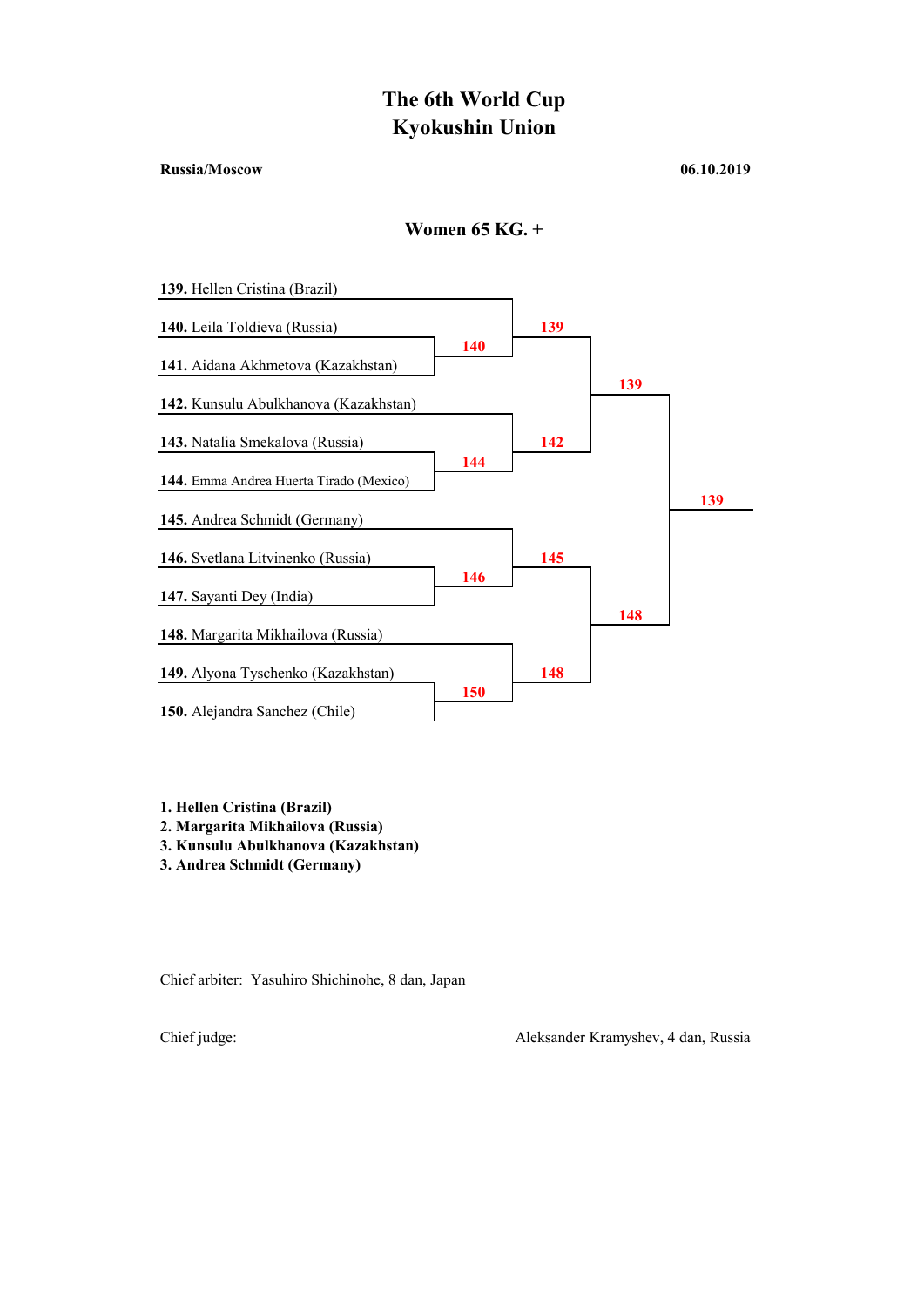# The 6th World Cup
# Kyokushin Union

**Russia/Moscow** **06.10.2019**

## Women 65 KG. +

**139.** Hellen Cristina (Brazil)

**140.** Leila Toldieva (Russia)

**141.** Aidana Akhmetova (Kazakhstan)

**142.** Kunsulu Abulkhanova (Kazakhstan)

**143.** Natalia Smekalova (Russia)

**144.** Emma Andrea Huerta Tirado (Mexico)

**145.** Andrea Schmidt (Germany)

**146.** Svetlana Litvinenko (Russia)

**147.** Sayanti Dey (India)

**148.** Margarita Mikhailova (Russia)

**149.** Alyona Tyschenko (Kazakhstan)

**150.** Alejandra Sanchez (Chile)

| Round 1 | Round 2 | Semifinal | Final |
|---|---|---|---|
| 140 | 139 | 139 | 139 |
| 144 | 142 | | |
| 146 | 145 | 148 | |
| 150 | 148 | | |

**1. Hellen Cristina (Brazil)**
**2. Margarita Mikhailova (Russia)**
**3. Kunsulu Abulkhanova (Kazakhstan)**
**3. Andrea Schmidt (Germany)**

Chief arbiter: Yasuhiro Shichinohe, 8 dan, Japan

Chief judge: Aleksander Kramyshev, 4 dan, Russia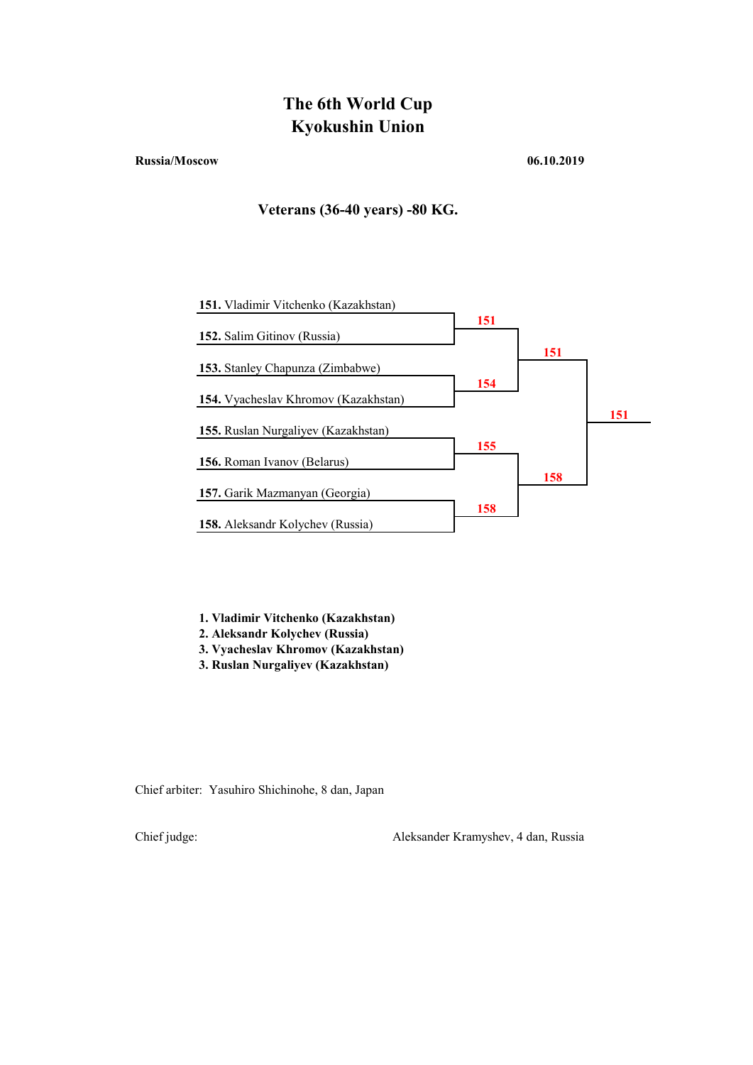# The 6th World Cup
# Kyokushin Union

**Russia/Moscow** **06.10.2019**

## Veterans (36-40 years) -80 KG.

**151.** Vladimir Vitchenko (Kazakhstan)
**152.** Salim Gitinov (Russia)
**153.** Stanley Chapunza (Zimbabwe)
**154.** Vyacheslav Khromov (Kazakhstan)
**155.** Ruslan Nurgaliyev (Kazakhstan)
**156.** Roman Ivanov (Belarus)
**157.** Garik Mazmanyan (Georgia)
**158.** Aleksandr Kolychev (Russia)

| Round 1 | Winner |
| --- | --- |
| 151 vs 152 | 151 |
| 153 vs 154 | 154 |
| 155 vs 156 | 155 |
| 157 vs 158 | 158 |

| Semifinal | Winner |
| --- | --- |
| 151 vs 154 | 151 |
| 155 vs 158 | 158 |

| Final | Winner |
| --- | --- |
| 151 vs 158 | 151 |

**1. Vladimir Vitchenko (Kazakhstan)**
**2. Aleksandr Kolychev (Russia)**
**3. Vyacheslav Khromov (Kazakhstan)**
**3. Ruslan Nurgaliyev (Kazakhstan)**

Chief arbiter: Yasuhiro Shichinohe, 8 dan, Japan

Chief judge: Aleksander Kramyshev, 4 dan, Russia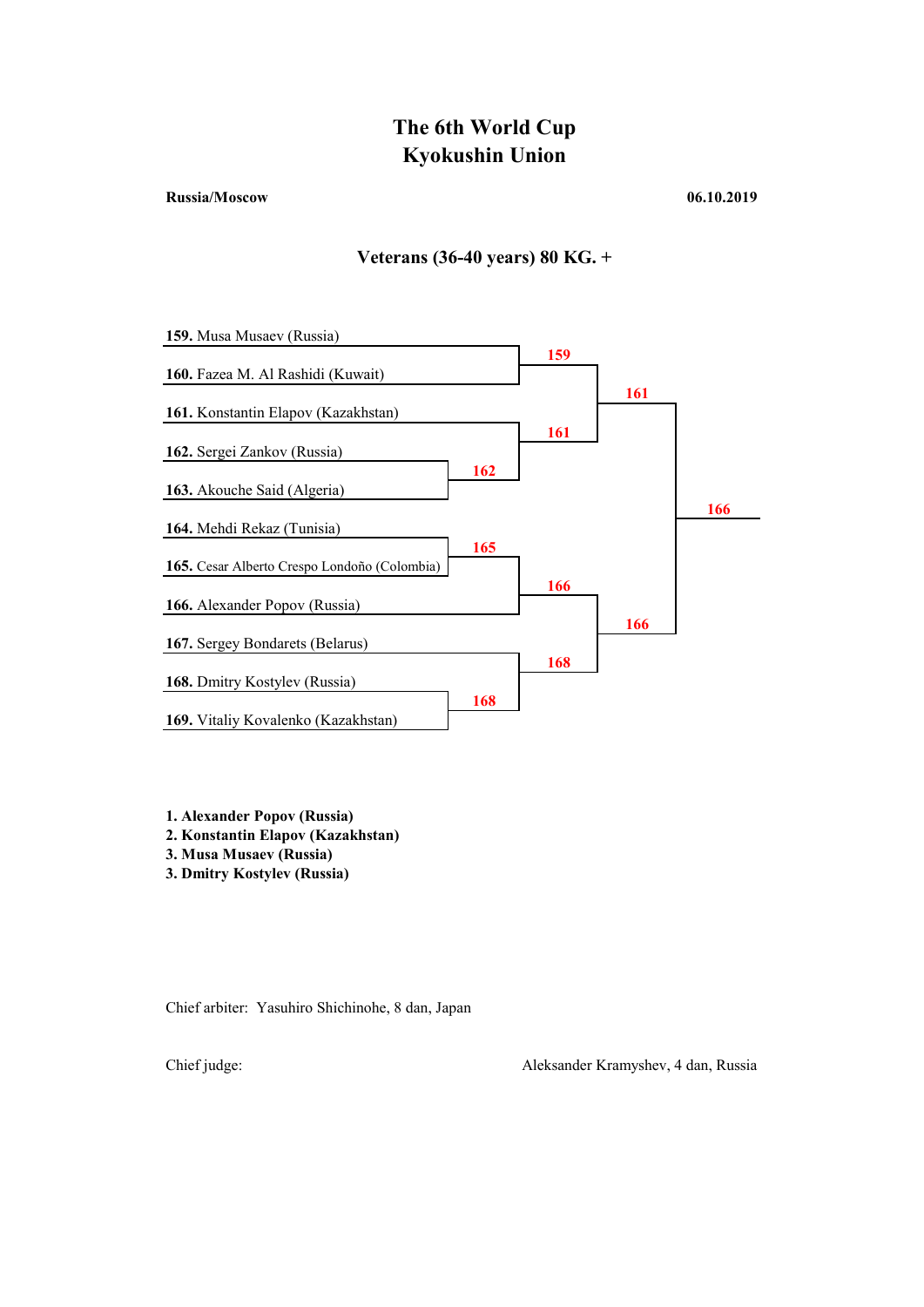# The 6th World Cup
# Kyokushin Union

**Russia/Moscow** **06.10.2019**

## Veterans (36-40 years) 80 KG. +

**159.** Musa Musaev (Russia)
**160.** Fazea M. Al Rashidi (Kuwait)
**161.** Konstantin Elapov (Kazakhstan)
**162.** Sergei Zankov (Russia)
**163.** Akouche Said (Algeria)
**164.** Mehdi Rekaz (Tunisia)
**165.** Cesar Alberto Crespo Londoño (Colombia)
**166.** Alexander Popov (Russia)
**167.** Sergey Bondarets (Belarus)
**168.** Dmitry Kostylev (Russia)
**169.** Vitaliy Kovalenko (Kazakhstan)

| Round 1 | Round 2 | Semifinal | Final |
|---|---|---|---|
| 162 | 159 | 161 | 166 |
| 165 | 161 | 166 | |
| 168 | 166 | | |
| | 168 | | |

**1. Alexander Popov (Russia)**
**2. Konstantin Elapov (Kazakhstan)**
**3. Musa Musaev (Russia)**
**3. Dmitry Kostylev (Russia)**

Chief arbiter: Yasuhiro Shichinohe, 8 dan, Japan

Chief judge: Aleksander Kramyshev, 4 dan, Russia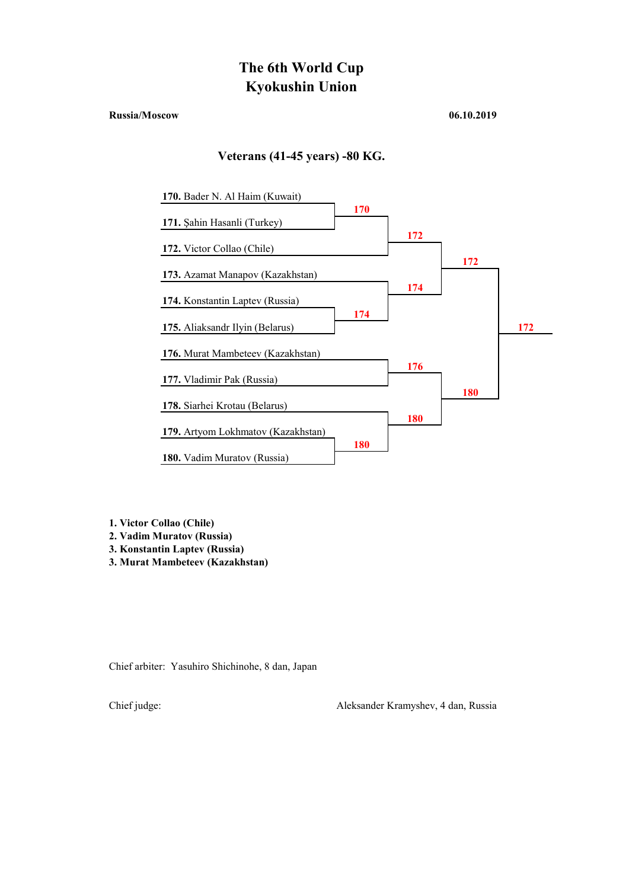# The 6th World Cup
# Kyokushin Union

**Russia/Moscow** **06.10.2019**

## Veterans (41-45 years) -80 KG.

**170.** Bader N. Al Haim (Kuwait)
**171.** Şahin Hasanli (Turkey)
**172.** Victor Collao (Chile)
**173.** Azamat Manapov (Kazakhstan)
**174.** Konstantin Laptev (Russia)
**175.** Aliaksandr Ilyin (Belarus)
**176.** Murat Mambeteev (Kazakhstan)
**177.** Vladimir Pak (Russia)
**178.** Siarhei Krotau (Belarus)
**179.** Artyom Lokhmatov (Kazakhstan)
**180.** Vadim Muratov (Russia)

| Match | Winner |
|---|---|
| 170 vs 171 | 170 |
| 170 vs 172 | 172 |
| 174 vs 175 | 174 |
| 173 vs 174 | 174 |
| 172 vs 174 | 172 |
| 176 vs 177 | 176 |
| 179 vs 180 | 180 |
| 178 vs 180 | 180 |
| 176 vs 180 | 180 |
| Final: 172 vs 180 | 172 |

**1. Victor Collao (Chile)**
**2. Vadim Muratov (Russia)**
**3. Konstantin Laptev (Russia)**
**3. Murat Mambeteev (Kazakhstan)**

Chief arbiter: Yasuhiro Shichinohe, 8 dan, Japan

Chief judge: Aleksander Kramyshev, 4 dan, Russia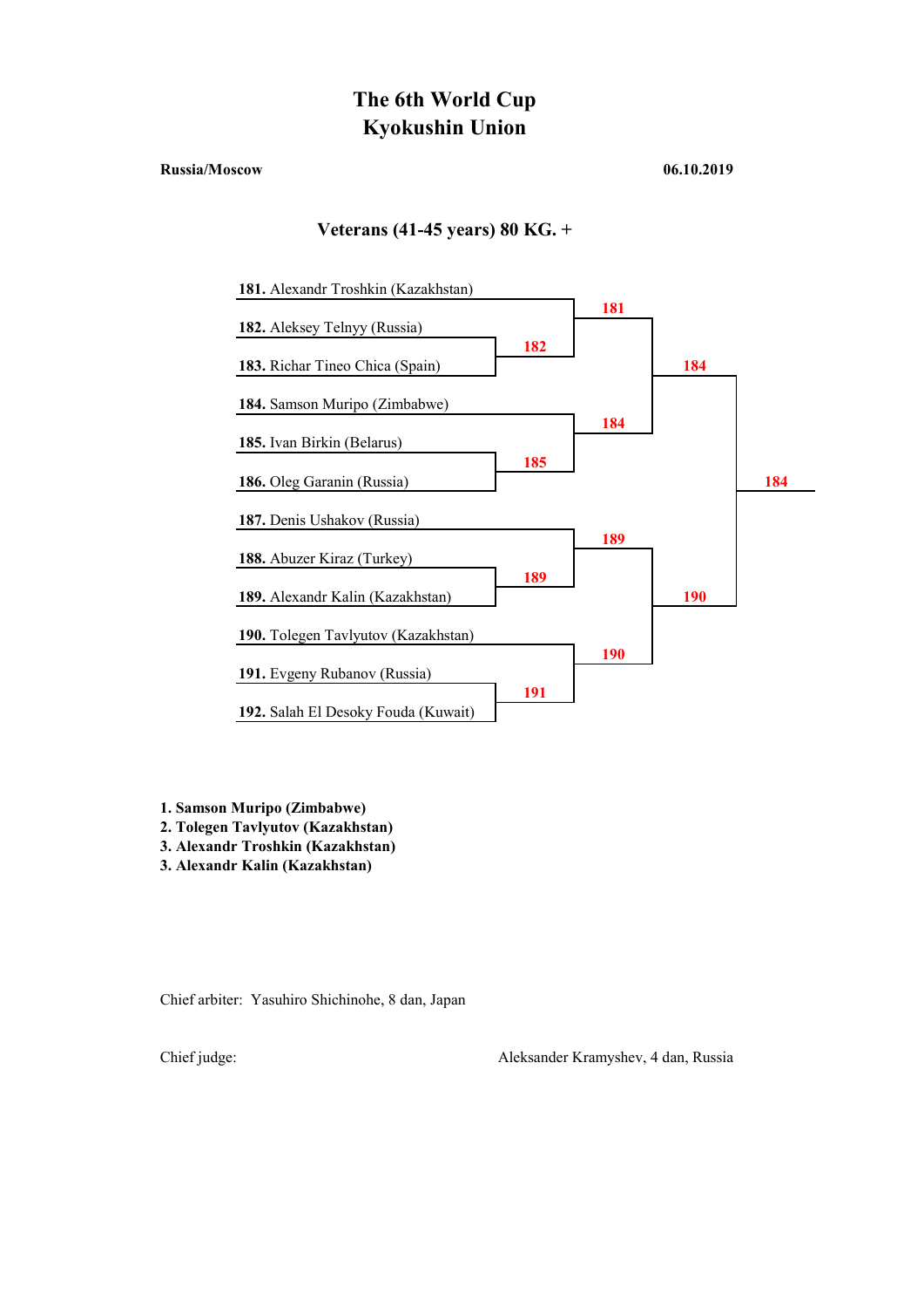# The 6th World Cup
# Kyokushin Union

**Russia/Moscow** **06.10.2019**

### Veterans (41-45 years) 80 KG. +

**181.** Alexandr Troshkin (Kazakhstan)
**182.** Aleksey Telnyy (Russia)
**183.** Richar Tineo Chica (Spain)
**184.** Samson Muripo (Zimbabwe)
**185.** Ivan Birkin (Belarus)
**186.** Oleg Garanin (Russia)
**187.** Denis Ushakov (Russia)
**188.** Abuzer Kiraz (Turkey)
**189.** Alexandr Kalin (Kazakhstan)
**190.** Tolegen Tavlyutov (Kazakhstan)
**191.** Evgeny Rubanov (Russia)
**192.** Salah El Desoky Fouda (Kuwait)

| Round 1 | Quarterfinal | Semifinal | Final |
|---|---|---|---|
| 182 | 181 | 184 | 184 |
| 185 | 184 | 190 | |
| 189 | 189 | | |
| 191 | 190 | | |

**1. Samson Muripo (Zimbabwe)**
**2. Tolegen Tavlyutov (Kazakhstan)**
**3. Alexandr Troshkin (Kazakhstan)**
**3. Alexandr Kalin (Kazakhstan)**

Chief arbiter: Yasuhiro Shichinohe, 8 dan, Japan

Chief judge: Aleksander Kramyshev, 4 dan, Russia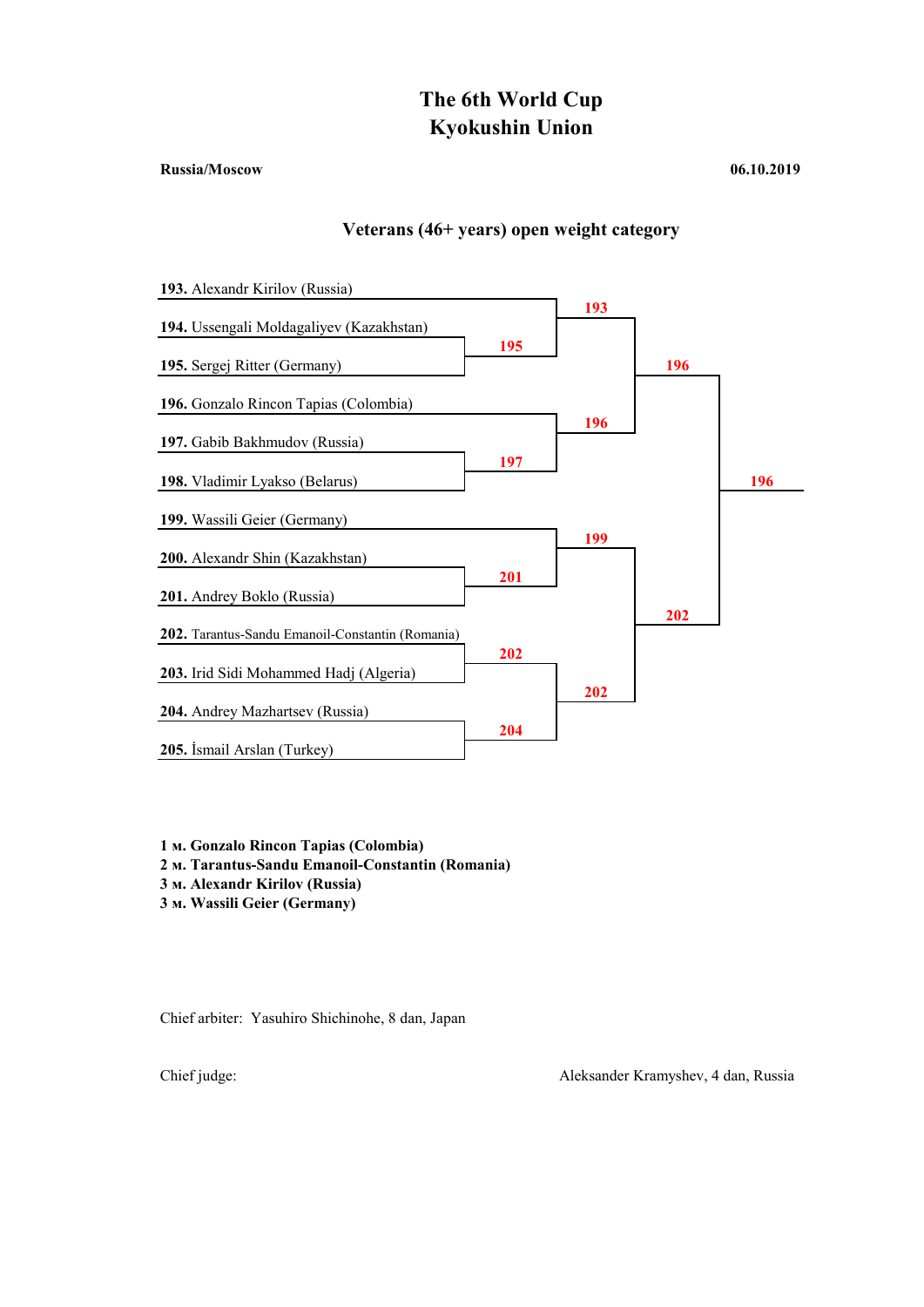# The 6th World Cup
# Kyokushin Union

**Russia/Moscow** **06.10.2019**

### Veterans (46+ years) open weight category

**193.** Alexandr Kirilov (Russia)
**194.** Ussengali Moldagaliyev (Kazakhstan)
**195.** Sergej Ritter (Germany)
**196.** Gonzalo Rincon Tapias (Colombia)
**197.** Gabib Bakhmudov (Russia)
**198.** Vladimir Lyakso (Belarus)
**199.** Wassili Geier (Germany)
**200.** Alexandr Shin (Kazakhstan)
**201.** Andrey Boklo (Russia)
**202.** Tarantus-Sandu Emanoil-Constantin (Romania)
**203.** Irid Sidi Mohammed Hadj (Algeria)
**204.** Andrey Mazhartsev (Russia)
**205.** İsmail Arslan (Turkey)

| Match | Winner |
|---|---|
| 194 vs 195 | 195 |
| 193 vs 195 | 193 |
| 197 vs 198 | 197 |
| 196 vs 197 | 196 |
| 193 vs 196 | 196 |
| 200 vs 201 | 201 |
| 199 vs 201 | 199 |
| 202 vs 203 | 202 |
| 204 vs 205 | 204 |
| 202 vs 204 | 202 |
| 199 vs 202 | 202 |
| Final: 196 vs 202 | 196 |

**1 м. Gonzalo Rincon Tapias (Colombia)**
**2 м. Tarantus-Sandu Emanoil-Constantin (Romania)**
**3 м. Alexandr Kirilov (Russia)**
**3 м. Wassili Geier (Germany)**

Chief arbiter: Yasuhiro Shichinohe, 8 dan, Japan

Chief judge: Aleksander Kramyshev, 4 dan, Russia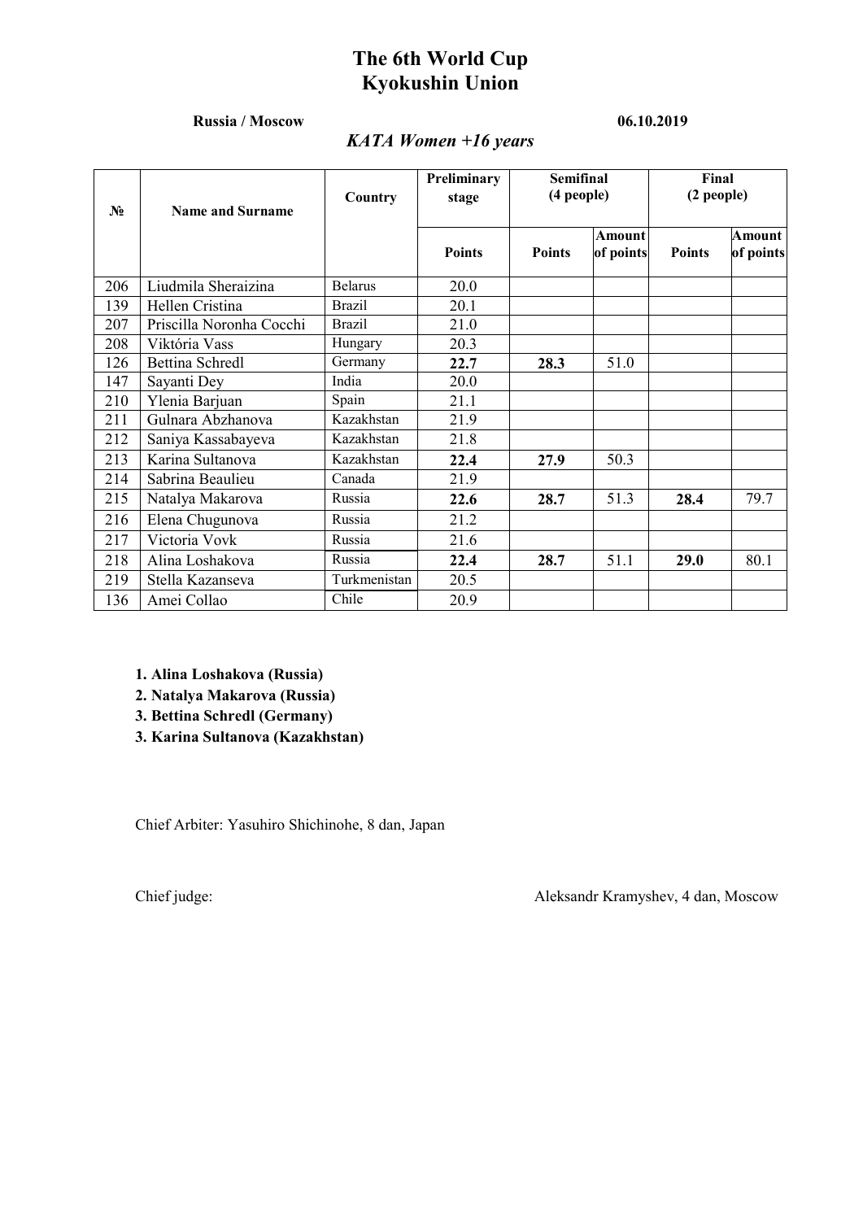# The 6th World Cup
# Kyokushin Union

**Russia / Moscow** **06.10.2019**

## *KATA Women +16 years*

| № | Name and Surname | Country | Preliminary stage | Semifinal (4 people) | | Final (2 people) | |
|---|---|---|---|---|---|---|---|
| | | | Points | Points | Amount of points | Points | Amount of points |
| 206 | Liudmila Sheraizina | Belarus | 20.0 | | | | |
| 139 | Hellen Cristina | Brazil | 20.1 | | | | |
| 207 | Priscilla Noronha Cocchi | Brazil | 21.0 | | | | |
| 208 | Viktória Vass | Hungary | 20.3 | | | | |
| 126 | Bettina Schredl | Germany | **22.7** | **28.3** | 51.0 | | |
| 147 | Sayanti Dey | India | 20.0 | | | | |
| 210 | Ylenia Barjuan | Spain | 21.1 | | | | |
| 211 | Gulnara Abzhanova | Kazakhstan | 21.9 | | | | |
| 212 | Saniya Kassabayeva | Kazakhstan | 21.8 | | | | |
| 213 | Karina Sultanova | Kazakhstan | **22.4** | **27.9** | 50.3 | | |
| 214 | Sabrina Beaulieu | Canada | 21.9 | | | | |
| 215 | Natalya Makarova | Russia | **22.6** | **28.7** | 51.3 | **28.4** | 79.7 |
| 216 | Elena Chugunova | Russia | 21.2 | | | | |
| 217 | Victoria Vovk | Russia | 21.6 | | | | |
| 218 | Alina Loshakova | Russia | **22.4** | **28.7** | 51.1 | **29.0** | 80.1 |
| 219 | Stella Kazanseva | Turkmenistan | 20.5 | | | | |
| 136 | Amei Collao | Chile | 20.9 | | | | |

**1. Alina Loshakova (Russia)**
**2. Natalya Makarova (Russia)**
**3. Bettina Schredl (Germany)**
**3. Karina Sultanova (Kazakhstan)**

Chief Arbiter: Yasuhiro Shichinohe, 8 dan, Japan

Chief judge: Aleksandr Kramyshev, 4 dan, Moscow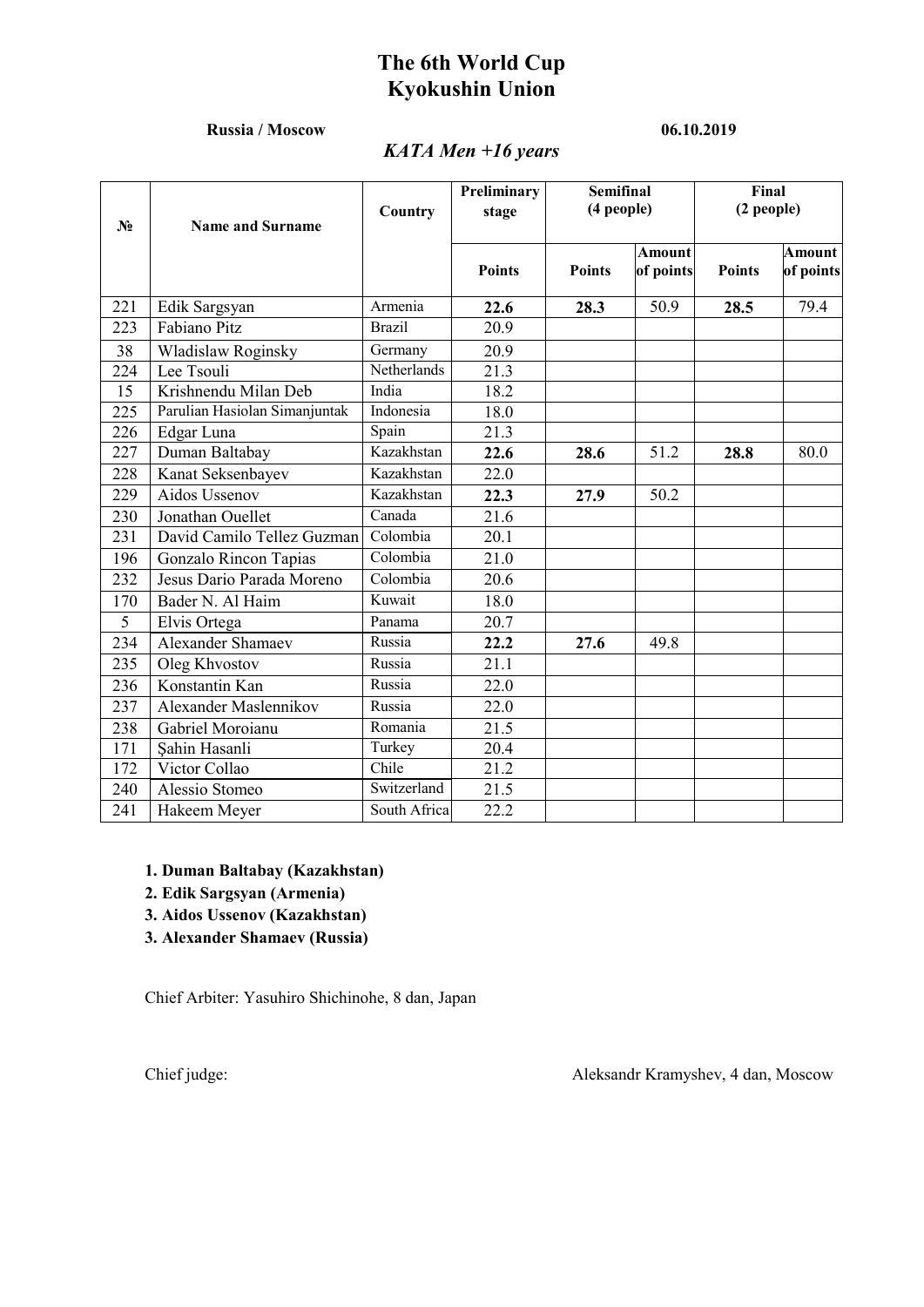# The 6th World Cup
# Kyokushin Union

**Russia / Moscow** **06.10.2019**

## *KATA Men +16 years*

| № | Name and Surname | Country | Preliminary stage | Semifinal (4 people) | | Final (2 people) | |
|---|---|---|---|---|---|---|---|
| | | | Points | Points | Amount of points | Points | Amount of points |
| 221 | Edik Sargsyan | Armenia | **22.6** | **28.3** | 50.9 | **28.5** | 79.4 |
| 223 | Fabiano Pitz | Brazil | 20.9 | | | | |
| 38 | Wladislaw Roginsky | Germany | 20.9 | | | | |
| 224 | Lee Tsouli | Netherlands | 21.3 | | | | |
| 15 | Krishnendu Milan Deb | India | 18.2 | | | | |
| 225 | Parulian Hasiolan Simanjuntak | Indonesia | 18.0 | | | | |
| 226 | Edgar Luna | Spain | 21.3 | | | | |
| 227 | Duman Baltabay | Kazakhstan | **22.6** | **28.6** | 51.2 | **28.8** | 80.0 |
| 228 | Kanat Seksenbayev | Kazakhstan | 22.0 | | | | |
| 229 | Aidos Ussenov | Kazakhstan | **22.3** | **27.9** | 50.2 | | |
| 230 | Jonathan Ouellet | Canada | 21.6 | | | | |
| 231 | David Camilo Tellez Guzman | Colombia | 20.1 | | | | |
| 196 | Gonzalo Rincon Tapias | Colombia | 21.0 | | | | |
| 232 | Jesus Dario Parada Moreno | Colombia | 20.6 | | | | |
| 170 | Bader N. Al Haim | Kuwait | 18.0 | | | | |
| 5 | Elvis Ortega | Panama | 20.7 | | | | |
| 234 | Alexander Shamaev | Russia | **22.2** | **27.6** | 49.8 | | |
| 235 | Oleg Khvostov | Russia | 21.1 | | | | |
| 236 | Konstantin Kan | Russia | 22.0 | | | | |
| 237 | Alexander Maslennikov | Russia | 22.0 | | | | |
| 238 | Gabriel Moroianu | Romania | 21.5 | | | | |
| 171 | Şahin Hasanli | Turkey | 20.4 | | | | |
| 172 | Victor Collao | Chile | 21.2 | | | | |
| 240 | Alessio Stomeo | Switzerland | 21.5 | | | | |
| 241 | Hakeem Meyer | South Africa | 22.2 | | | | |

**1. Duman Baltabay (Kazakhstan)**
**2. Edik Sargsyan (Armenia)**
**3. Aidos Ussenov (Kazakhstan)**
**3. Alexander Shamaev (Russia)**

Chief Arbiter: Yasuhiro Shichinohe, 8 dan, Japan

Chief judge: Aleksandr Kramyshev, 4 dan, Moscow